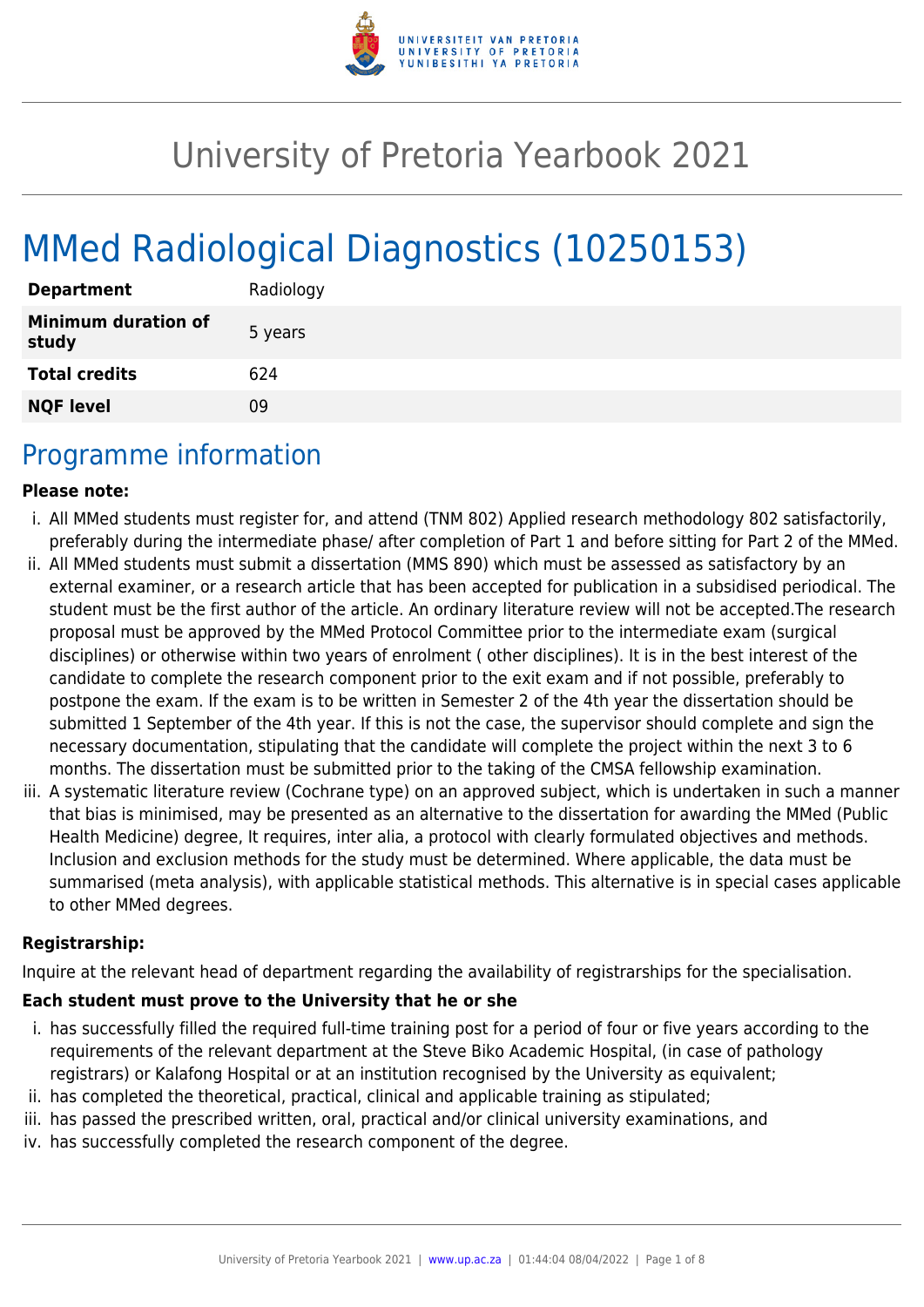# University of Pretoria Yearbook 2021

# MMed Radiological Diagnostics (10250153)

| | |
|---|---|
| **Department** | Radiology |
| **Minimum duration of study** | 5 years |
| **Total credits** | 624 |
| **NQF level** | 09 |

## Programme information

**Please note:**

i. All MMed students must register for, and attend (TNM 802) Applied research methodology 802 satisfactorily, preferably during the intermediate phase/ after completion of Part 1 and before sitting for Part 2 of the MMed.

ii. All MMed students must submit a dissertation (MMS 890) which must be assessed as satisfactory by an external examiner, or a research article that has been accepted for publication in a subsidised periodical. The student must be the first author of the article. An ordinary literature review will not be accepted.The research proposal must be approved by the MMed Protocol Committee prior to the intermediate exam (surgical disciplines) or otherwise within two years of enrolment ( other disciplines). It is in the best interest of the candidate to complete the research component prior to the exit exam and if not possible, preferably to postpone the exam. If the exam is to be written in Semester 2 of the 4th year the dissertation should be submitted 1 September of the 4th year. If this is not the case, the supervisor should complete and sign the necessary documentation, stipulating that the candidate will complete the project within the next 3 to 6 months. The dissertation must be submitted prior to the taking of the CMSA fellowship examination.

iii. A systematic literature review (Cochrane type) on an approved subject, which is undertaken in such a manner that bias is minimised, may be presented as an alternative to the dissertation for awarding the MMed (Public Health Medicine) degree, It requires, inter alia, a protocol with clearly formulated objectives and methods. Inclusion and exclusion methods for the study must be determined. Where applicable, the data must be summarised (meta analysis), with applicable statistical methods. This alternative is in special cases applicable to other MMed degrees.

**Registrarship:**

Inquire at the relevant head of department regarding the availability of registrarships for the specialisation.

**Each student must prove to the University that he or she**

i. has successfully filled the required full-time training post for a period of four or five years according to the requirements of the relevant department at the Steve Biko Academic Hospital, (in case of pathology registrars) or Kalafong Hospital or at an institution recognised by the University as equivalent;

ii. has completed the theoretical, practical, clinical and applicable training as stipulated;

iii. has passed the prescribed written, oral, practical and/or clinical university examinations, and

iv. has successfully completed the research component of the degree.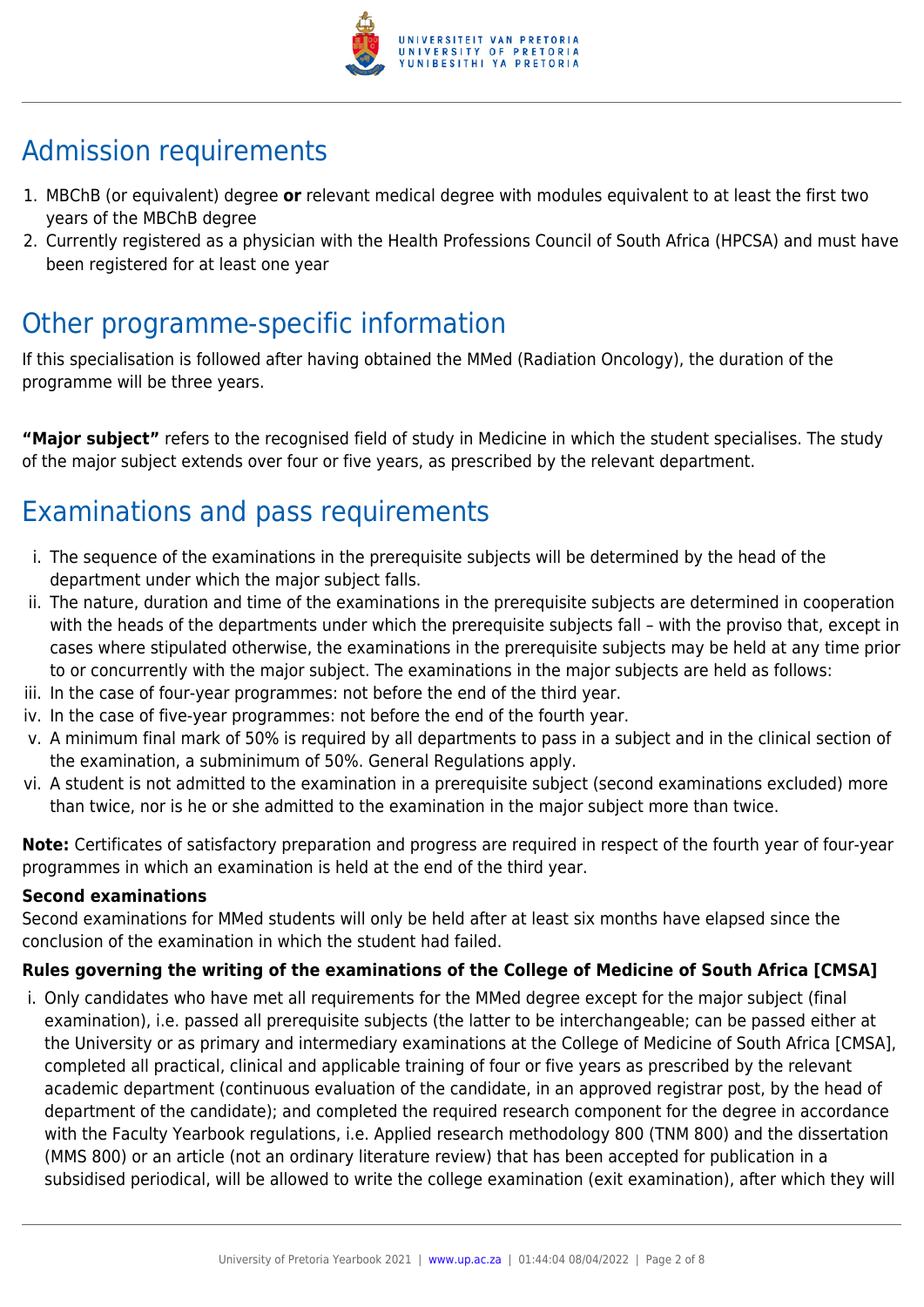## Admission requirements

1. MBChB (or equivalent) degree **or** relevant medical degree with modules equivalent to at least the first two years of the MBChB degree
2. Currently registered as a physician with the Health Professions Council of South Africa (HPCSA) and must have been registered for at least one year

## Other programme-specific information

If this specialisation is followed after having obtained the MMed (Radiation Oncology), the duration of the programme will be three years.

**"Major subject"** refers to the recognised field of study in Medicine in which the student specialises. The study of the major subject extends over four or five years, as prescribed by the relevant department.

## Examinations and pass requirements

i. The sequence of the examinations in the prerequisite subjects will be determined by the head of the department under which the major subject falls.
ii. The nature, duration and time of the examinations in the prerequisite subjects are determined in cooperation with the heads of the departments under which the prerequisite subjects fall – with the proviso that, except in cases where stipulated otherwise, the examinations in the prerequisite subjects may be held at any time prior to or concurrently with the major subject. The examinations in the major subjects are held as follows:
iii. In the case of four-year programmes: not before the end of the third year.
iv. In the case of five-year programmes: not before the end of the fourth year.
v. A minimum final mark of 50% is required by all departments to pass in a subject and in the clinical section of the examination, a subminimum of 50%. General Regulations apply.
vi. A student is not admitted to the examination in a prerequisite subject (second examinations excluded) more than twice, nor is he or she admitted to the examination in the major subject more than twice.

**Note:** Certificates of satisfactory preparation and progress are required in respect of the fourth year of four-year programmes in which an examination is held at the end of the third year.

**Second examinations**

Second examinations for MMed students will only be held after at least six months have elapsed since the conclusion of the examination in which the student had failed.

**Rules governing the writing of the examinations of the College of Medicine of South Africa [CMSA]**

i. Only candidates who have met all requirements for the MMed degree except for the major subject (final examination), i.e. passed all prerequisite subjects (the latter to be interchangeable; can be passed either at the University or as primary and intermediary examinations at the College of Medicine of South Africa [CMSA], completed all practical, clinical and applicable training of four or five years as prescribed by the relevant academic department (continuous evaluation of the candidate, in an approved registrar post, by the head of department of the candidate); and completed the required research component for the degree in accordance with the Faculty Yearbook regulations, i.e. Applied research methodology 800 (TNM 800) and the dissertation (MMS 800) or an article (not an ordinary literature review) that has been accepted for publication in a subsidised periodical, will be allowed to write the college examination (exit examination), after which they will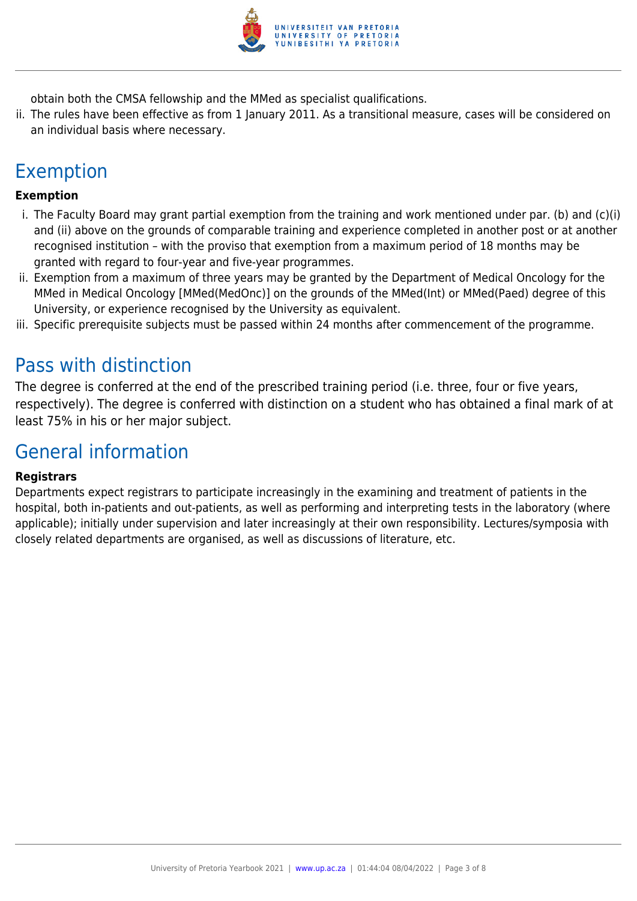obtain both the CMSA fellowship and the MMed as specialist qualifications.

ii. The rules have been effective as from 1 January 2011. As a transitional measure, cases will be considered on an individual basis where necessary.

## Exemption

**Exemption**

i. The Faculty Board may grant partial exemption from the training and work mentioned under par. (b) and (c)(i) and (ii) above on the grounds of comparable training and experience completed in another post or at another recognised institution – with the proviso that exemption from a maximum period of 18 months may be granted with regard to four-year and five-year programmes.

ii. Exemption from a maximum of three years may be granted by the Department of Medical Oncology for the MMed in Medical Oncology [MMed(MedOnc)] on the grounds of the MMed(Int) or MMed(Paed) degree of this University, or experience recognised by the University as equivalent.

iii. Specific prerequisite subjects must be passed within 24 months after commencement of the programme.

## Pass with distinction

The degree is conferred at the end of the prescribed training period (i.e. three, four or five years, respectively). The degree is conferred with distinction on a student who has obtained a final mark of at least 75% in his or her major subject.

## General information

**Registrars**

Departments expect registrars to participate increasingly in the examining and treatment of patients in the hospital, both in-patients and out-patients, as well as performing and interpreting tests in the laboratory (where applicable); initially under supervision and later increasingly at their own responsibility. Lectures/symposia with closely related departments are organised, as well as discussions of literature, etc.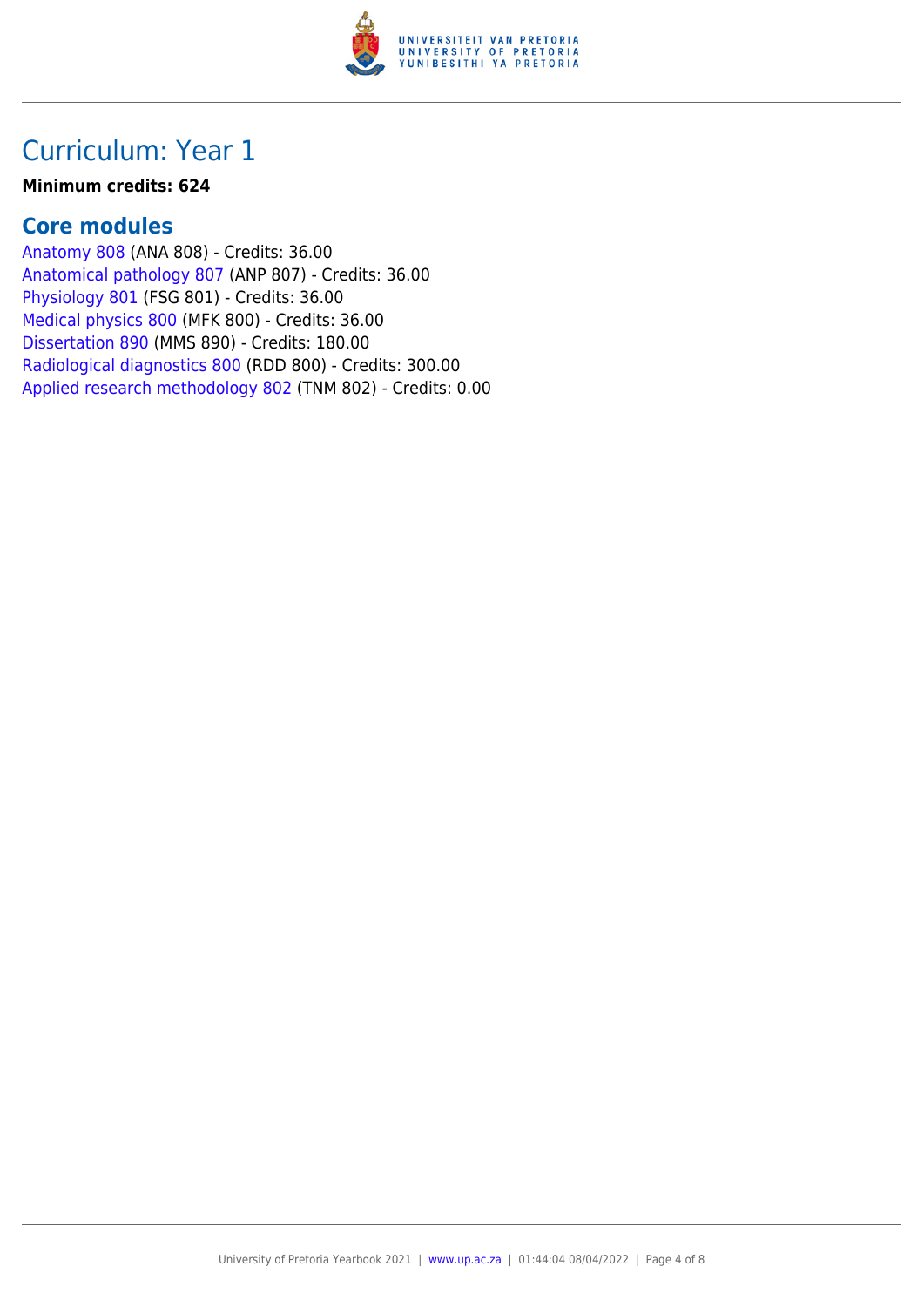# Curriculum: Year 1

**Minimum credits: 624**

## Core modules

Anatomy 808 (ANA 808) - Credits: 36.00
Anatomical pathology 807 (ANP 807) - Credits: 36.00
Physiology 801 (FSG 801) - Credits: 36.00
Medical physics 800 (MFK 800) - Credits: 36.00
Dissertation 890 (MMS 890) - Credits: 180.00
Radiological diagnostics 800 (RDD 800) - Credits: 300.00
Applied research methodology 802 (TNM 802) - Credits: 0.00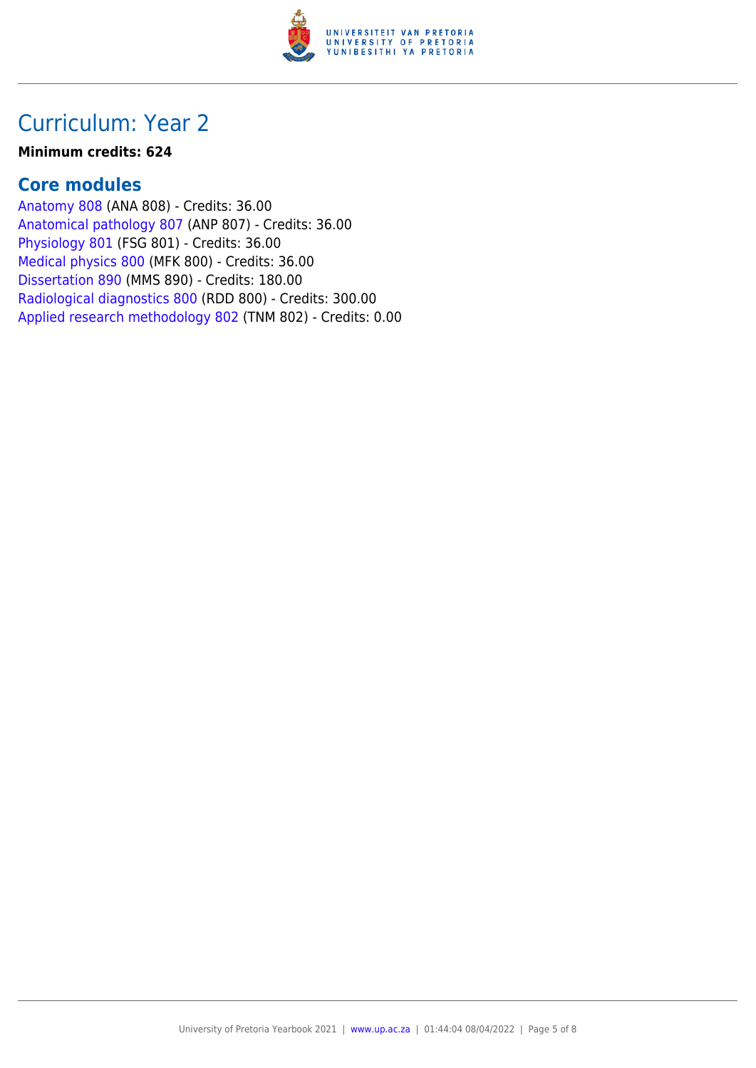# Curriculum: Year 2

**Minimum credits: 624**

## Core modules

Anatomy 808 (ANA 808) - Credits: 36.00
Anatomical pathology 807 (ANP 807) - Credits: 36.00
Physiology 801 (FSG 801) - Credits: 36.00
Medical physics 800 (MFK 800) - Credits: 36.00
Dissertation 890 (MMS 890) - Credits: 180.00
Radiological diagnostics 800 (RDD 800) - Credits: 300.00
Applied research methodology 802 (TNM 802) - Credits: 0.00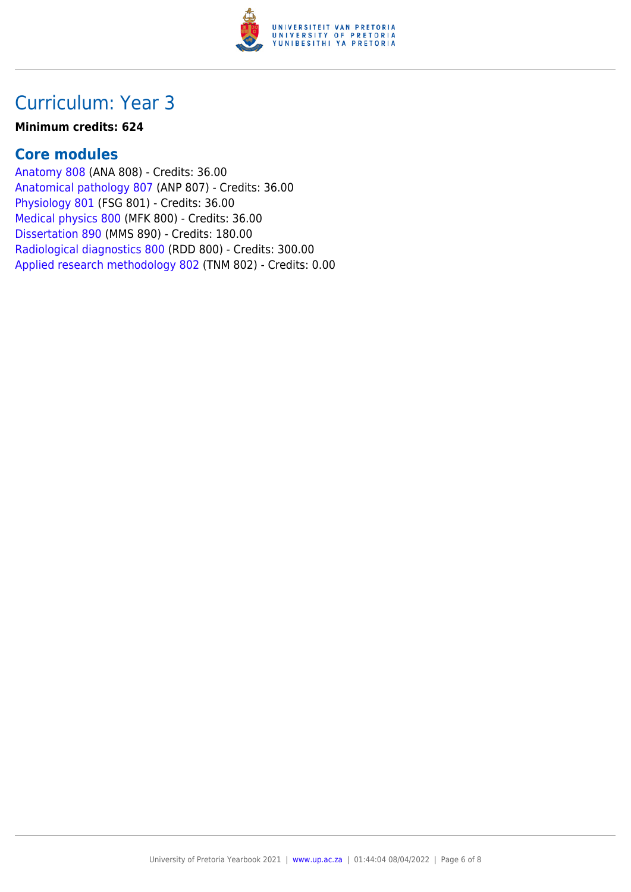# Curriculum: Year 3

**Minimum credits: 624**

## Core modules

Anatomy 808 (ANA 808) - Credits: 36.00
Anatomical pathology 807 (ANP 807) - Credits: 36.00
Physiology 801 (FSG 801) - Credits: 36.00
Medical physics 800 (MFK 800) - Credits: 36.00
Dissertation 890 (MMS 890) - Credits: 180.00
Radiological diagnostics 800 (RDD 800) - Credits: 300.00
Applied research methodology 802 (TNM 802) - Credits: 0.00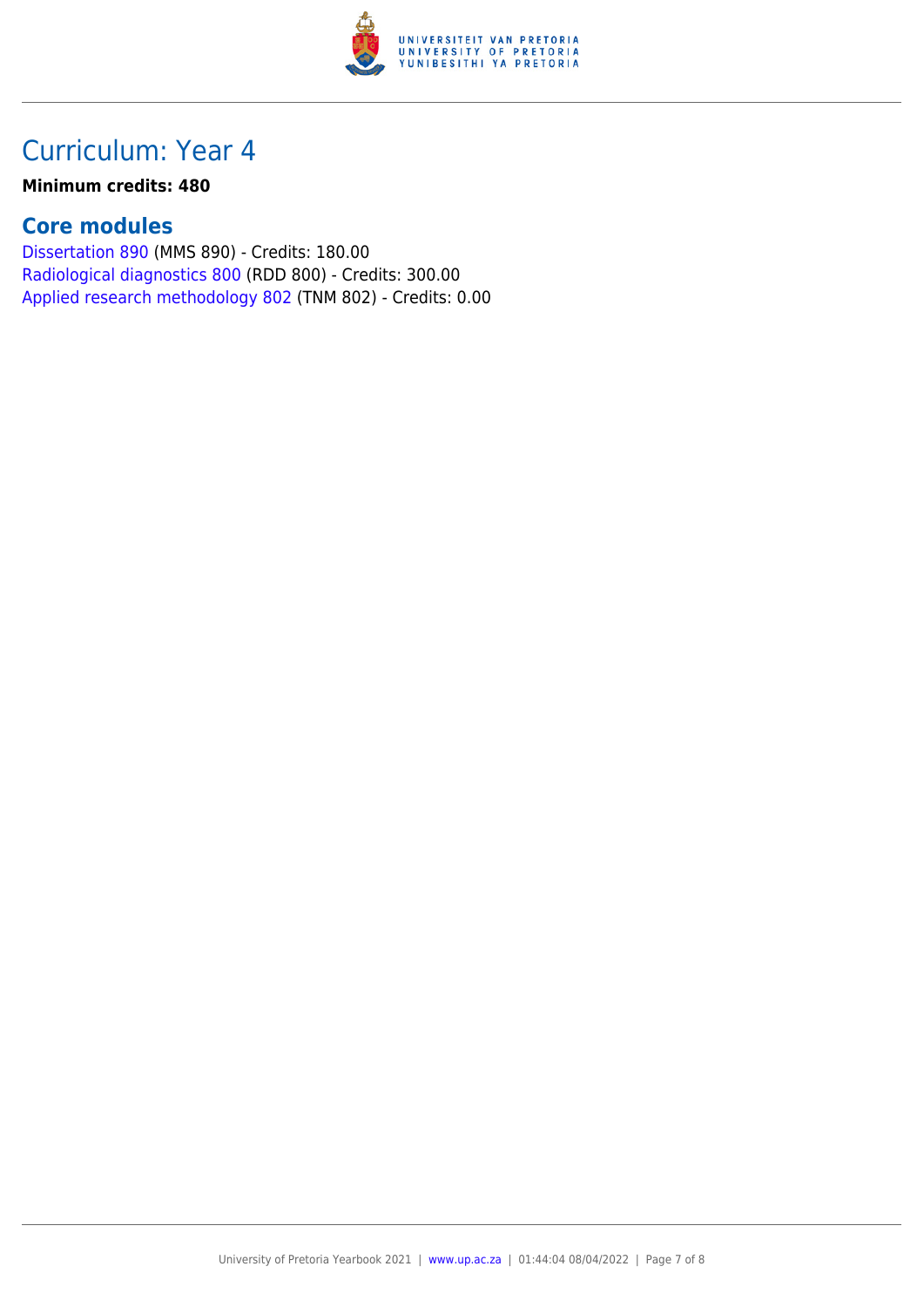# Curriculum: Year 4

**Minimum credits: 480**

## Core modules

Dissertation 890 (MMS 890) - Credits: 180.00
Radiological diagnostics 800 (RDD 800) - Credits: 300.00
Applied research methodology 802 (TNM 802) - Credits: 0.00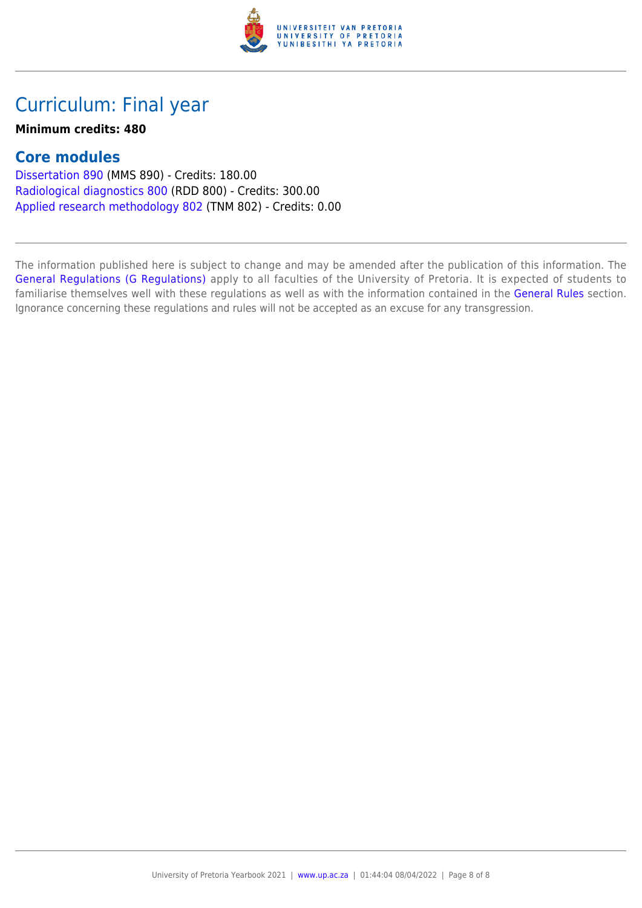## Curriculum: Final year

**Minimum credits: 480**

### Core modules

Dissertation 890 (MMS 890) - Credits: 180.00
Radiological diagnostics 800 (RDD 800) - Credits: 300.00
Applied research methodology 802 (TNM 802) - Credits: 0.00

The information published here is subject to change and may be amended after the publication of this information. The General Regulations (G Regulations) apply to all faculties of the University of Pretoria. It is expected of students to familiarise themselves well with these regulations as well as with the information contained in the General Rules section. Ignorance concerning these regulations and rules will not be accepted as an excuse for any transgression.